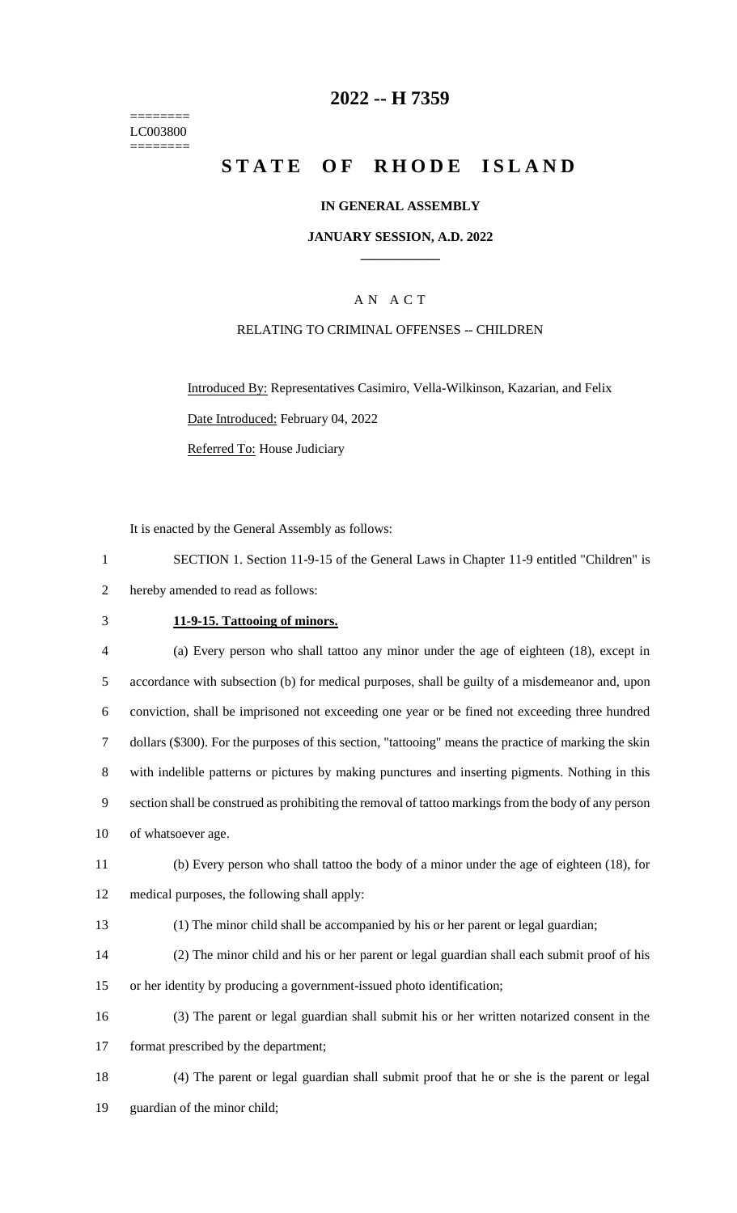======== LC003800 ========

# 2022 -- H 7359

# STATE OF RHODE ISLAND

**IN GENERAL ASSEMBLY**

**JANUARY SESSION, A.D. 2022**

A N A C T

RELATING TO CRIMINAL OFFENSES -- CHILDREN

Introduced By: Representatives Casimiro, Vella-Wilkinson, Kazarian, and Felix

Date Introduced: February 04, 2022

Referred To: House Judiciary

It is enacted by the General Assembly as follows:

SECTION 1. Section 11-9-15 of the General Laws in Chapter 11-9 entitled "Children" is hereby amended to read as follows:

**11-9-15. Tattooing of minors.**

(a) Every person who shall tattoo any minor under the age of eighteen (18), except in accordance with subsection (b) for medical purposes, shall be guilty of a misdemeanor and, upon conviction, shall be imprisoned not exceeding one year or be fined not exceeding three hundred dollars ($300). For the purposes of this section, "tattooing" means the practice of marking the skin with indelible patterns or pictures by making punctures and inserting pigments. Nothing in this section shall be construed as prohibiting the removal of tattoo markings from the body of any person of whatsoever age.

(b) Every person who shall tattoo the body of a minor under the age of eighteen (18), for medical purposes, the following shall apply:

(1) The minor child shall be accompanied by his or her parent or legal guardian;

(2) The minor child and his or her parent or legal guardian shall each submit proof of his or her identity by producing a government-issued photo identification;

(3) The parent or legal guardian shall submit his or her written notarized consent in the format prescribed by the department;

(4) The parent or legal guardian shall submit proof that he or she is the parent or legal guardian of the minor child;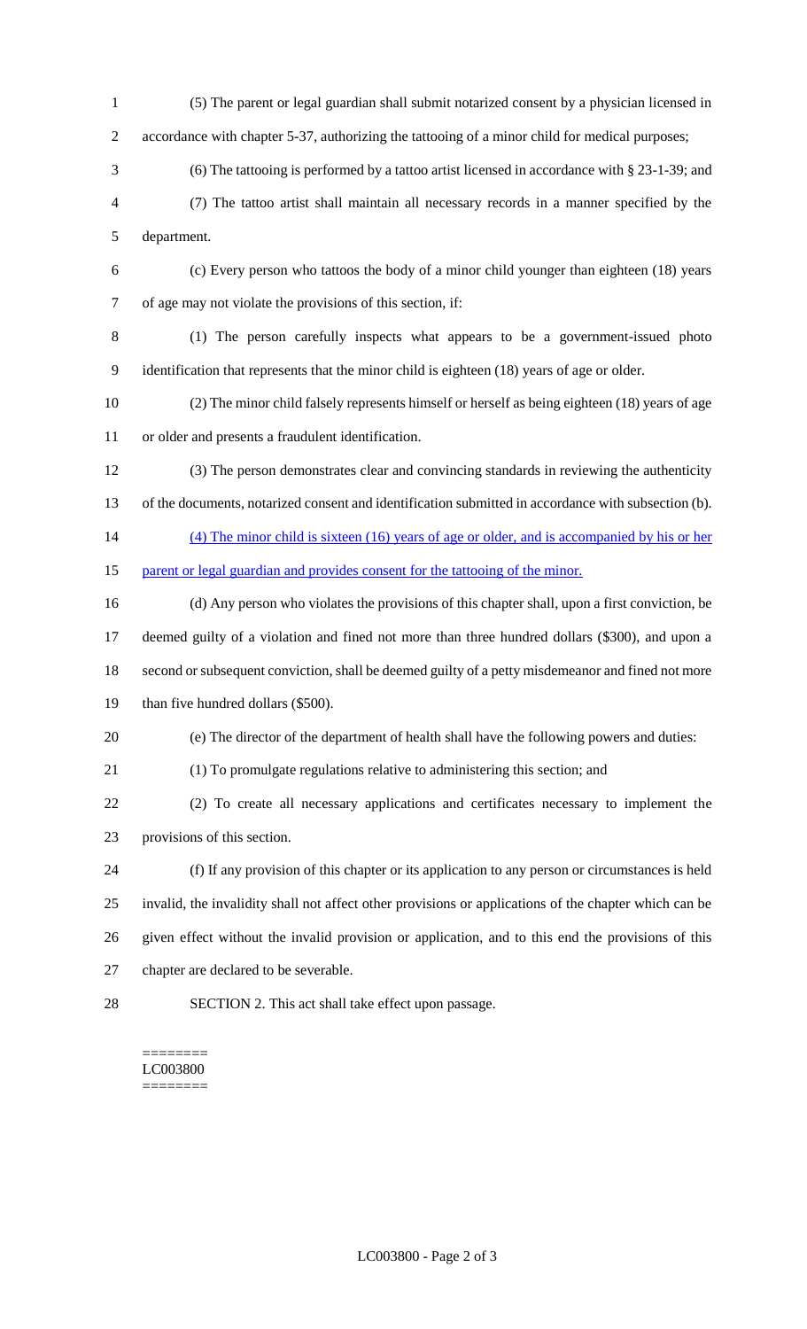(5) The parent or legal guardian shall submit notarized consent by a physician licensed in accordance with chapter 5-37, authorizing the tattooing of a minor child for medical purposes;

(6) The tattooing is performed by a tattoo artist licensed in accordance with § 23-1-39; and

(7) The tattoo artist shall maintain all necessary records in a manner specified by the department.

(c) Every person who tattoos the body of a minor child younger than eighteen (18) years of age may not violate the provisions of this section, if:

(1) The person carefully inspects what appears to be a government-issued photo identification that represents that the minor child is eighteen (18) years of age or older.

(2) The minor child falsely represents himself or herself as being eighteen (18) years of age or older and presents a fraudulent identification.

(3) The person demonstrates clear and convincing standards in reviewing the authenticity of the documents, notarized consent and identification submitted in accordance with subsection (b).

(4) The minor child is sixteen (16) years of age or older, and is accompanied by his or her parent or legal guardian and provides consent for the tattooing of the minor.

(d) Any person who violates the provisions of this chapter shall, upon a first conviction, be deemed guilty of a violation and fined not more than three hundred dollars ($300), and upon a second or subsequent conviction, shall be deemed guilty of a petty misdemeanor and fined not more than five hundred dollars ($500).

(e) The director of the department of health shall have the following powers and duties:

(1) To promulgate regulations relative to administering this section; and

(2) To create all necessary applications and certificates necessary to implement the provisions of this section.

(f) If any provision of this chapter or its application to any person or circumstances is held invalid, the invalidity shall not affect other provisions or applications of the chapter which can be given effect without the invalid provision or application, and to this end the provisions of this chapter are declared to be severable.

SECTION 2. This act shall take effect upon passage.

========
LC003800
========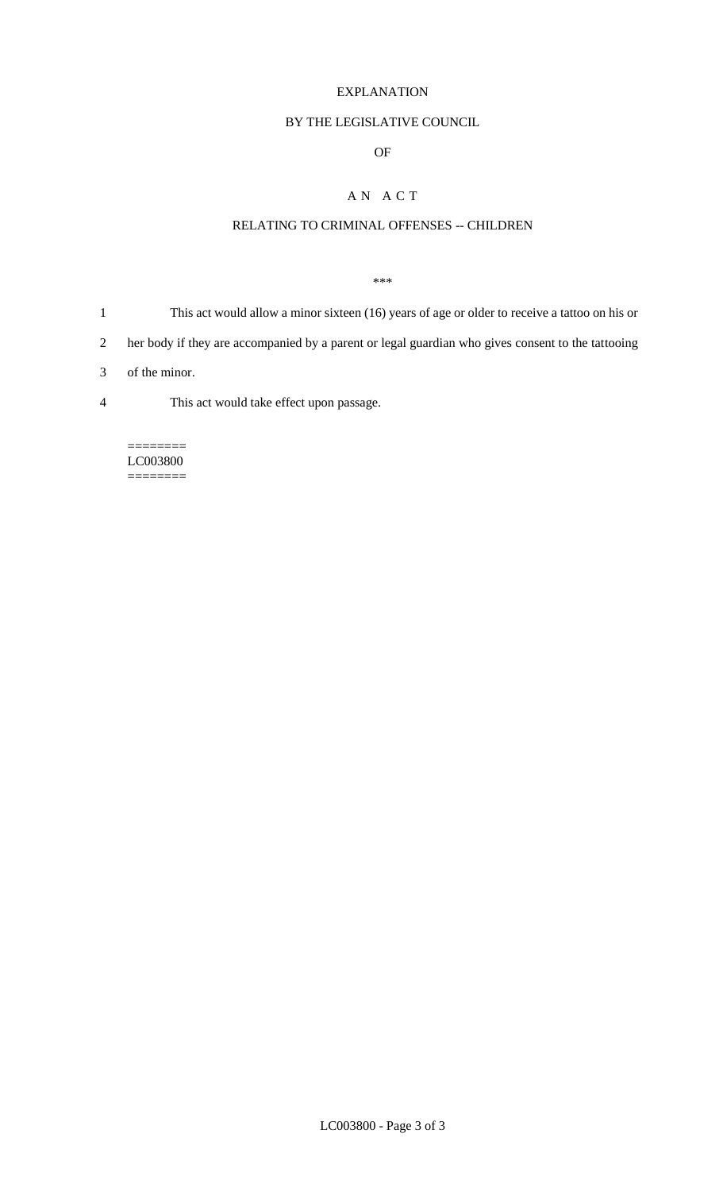EXPLANATION

BY THE LEGISLATIVE COUNCIL

OF

A N A C T

RELATING TO CRIMINAL OFFENSES -- CHILDREN

\*\*\*

This act would allow a minor sixteen (16) years of age or older to receive a tattoo on his or her body if they are accompanied by a parent or legal guardian who gives consent to the tattooing of the minor.

This act would take effect upon passage.

========
LC003800
========